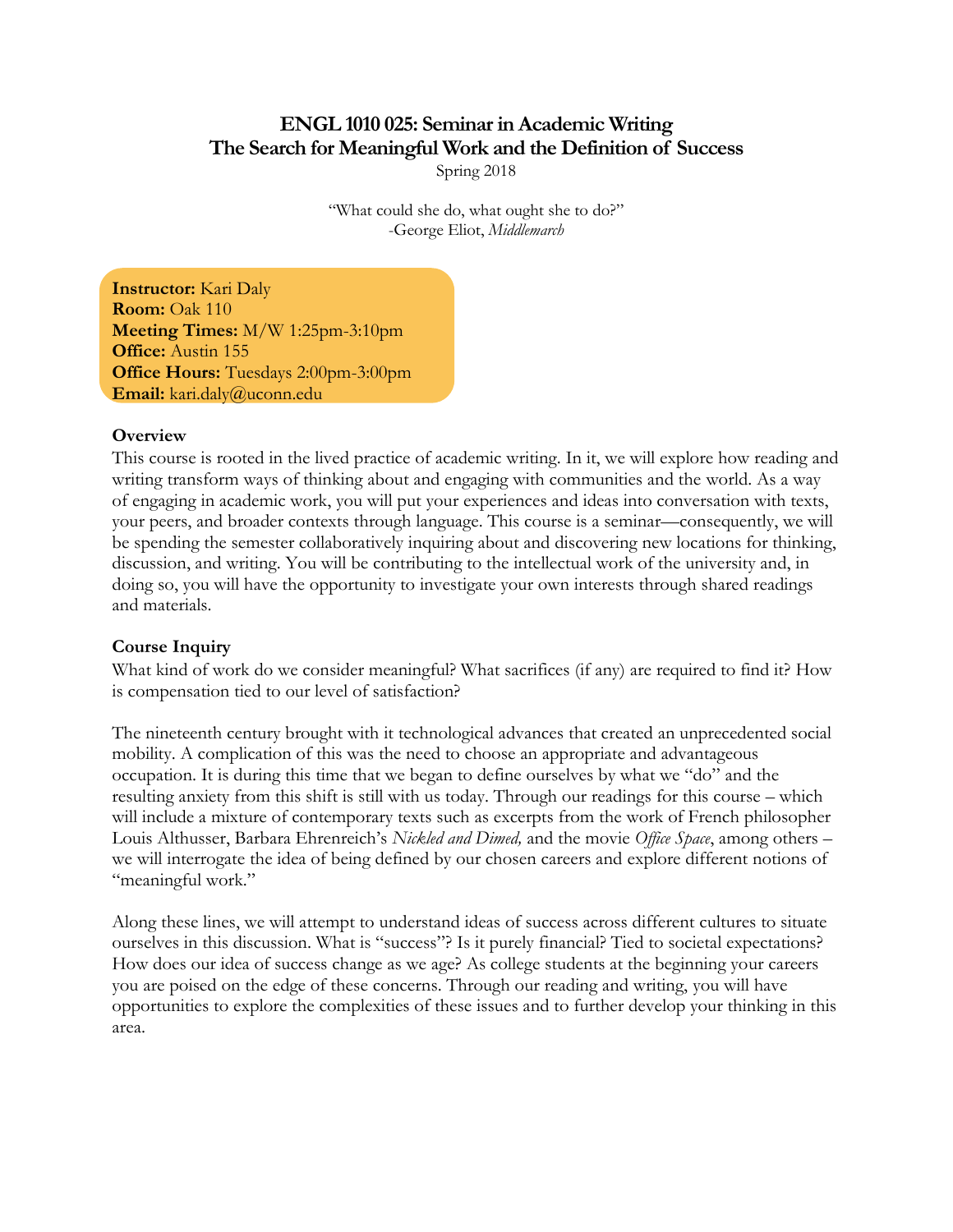# ENGL 1010 025: Seminar in Academic Writing
## The Search for Meaningful Work and the Definition of Success

Spring 2018

"What could she do, what ought she to do?"
-George Eliot, *Middlemarch*

**Instructor:** Kari Daly
**Room:** Oak 110
**Meeting Times:** M/W 1:25pm-3:10pm
**Office:** Austin 155
**Office Hours:** Tuesdays 2:00pm-3:00pm
**Email:** kari.daly@uconn.edu

### Overview

This course is rooted in the lived practice of academic writing. In it, we will explore how reading and writing transform ways of thinking about and engaging with communities and the world. As a way of engaging in academic work, you will put your experiences and ideas into conversation with texts, your peers, and broader contexts through language. This course is a seminar—consequently, we will be spending the semester collaboratively inquiring about and discovering new locations for thinking, discussion, and writing. You will be contributing to the intellectual work of the university and, in doing so, you will have the opportunity to investigate your own interests through shared readings and materials.

### Course Inquiry

What kind of work do we consider meaningful? What sacrifices (if any) are required to find it? How is compensation tied to our level of satisfaction?

The nineteenth century brought with it technological advances that created an unprecedented social mobility. A complication of this was the need to choose an appropriate and advantageous occupation. It is during this time that we began to define ourselves by what we "do" and the resulting anxiety from this shift is still with us today. Through our readings for this course – which will include a mixture of contemporary texts such as excerpts from the work of French philosopher Louis Althusser, Barbara Ehrenreich's *Nickled and Dimed,* and the movie *Office Space*, among others – we will interrogate the idea of being defined by our chosen careers and explore different notions of "meaningful work."

Along these lines, we will attempt to understand ideas of success across different cultures to situate ourselves in this discussion. What is "success"? Is it purely financial? Tied to societal expectations? How does our idea of success change as we age? As college students at the beginning your careers you are poised on the edge of these concerns. Through our reading and writing, you will have opportunities to explore the complexities of these issues and to further develop your thinking in this area.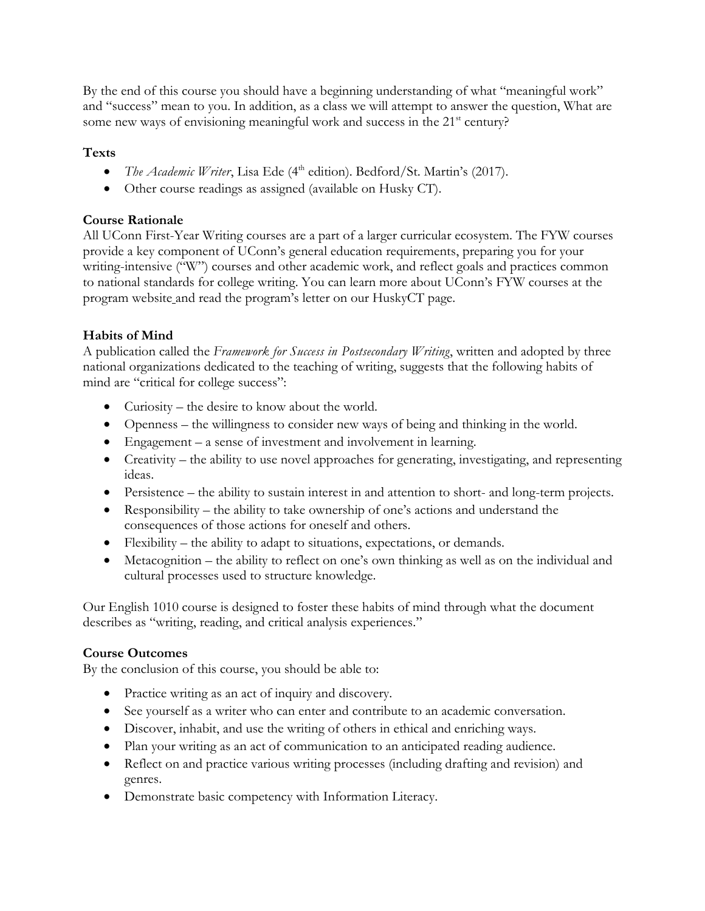By the end of this course you should have a beginning understanding of what "meaningful work" and "success" mean to you. In addition, as a class we will attempt to answer the question, What are some new ways of envisioning meaningful work and success in the 21st century?

**Texts**

- *The Academic Writer*, Lisa Ede (4th edition). Bedford/St. Martin's (2017).
- Other course readings as assigned (available on Husky CT).

**Course Rationale**

All UConn First-Year Writing courses are a part of a larger curricular ecosystem. The FYW courses provide a key component of UConn's general education requirements, preparing you for your writing-intensive ("W") courses and other academic work, and reflect goals and practices common to national standards for college writing. You can learn more about UConn's FYW courses at the program website and read the program's letter on our HuskyCT page.

**Habits of Mind**

A publication called the *Framework for Success in Postsecondary Writing*, written and adopted by three national organizations dedicated to the teaching of writing, suggests that the following habits of mind are "critical for college success":

- Curiosity – the desire to know about the world.
- Openness – the willingness to consider new ways of being and thinking in the world.
- Engagement – a sense of investment and involvement in learning.
- Creativity – the ability to use novel approaches for generating, investigating, and representing ideas.
- Persistence – the ability to sustain interest in and attention to short- and long-term projects.
- Responsibility – the ability to take ownership of one's actions and understand the consequences of those actions for oneself and others.
- Flexibility – the ability to adapt to situations, expectations, or demands.
- Metacognition – the ability to reflect on one's own thinking as well as on the individual and cultural processes used to structure knowledge.

Our English 1010 course is designed to foster these habits of mind through what the document describes as "writing, reading, and critical analysis experiences."

**Course Outcomes**

By the conclusion of this course, you should be able to:

- Practice writing as an act of inquiry and discovery.
- See yourself as a writer who can enter and contribute to an academic conversation.
- Discover, inhabit, and use the writing of others in ethical and enriching ways.
- Plan your writing as an act of communication to an anticipated reading audience.
- Reflect on and practice various writing processes (including drafting and revision) and genres.
- Demonstrate basic competency with Information Literacy.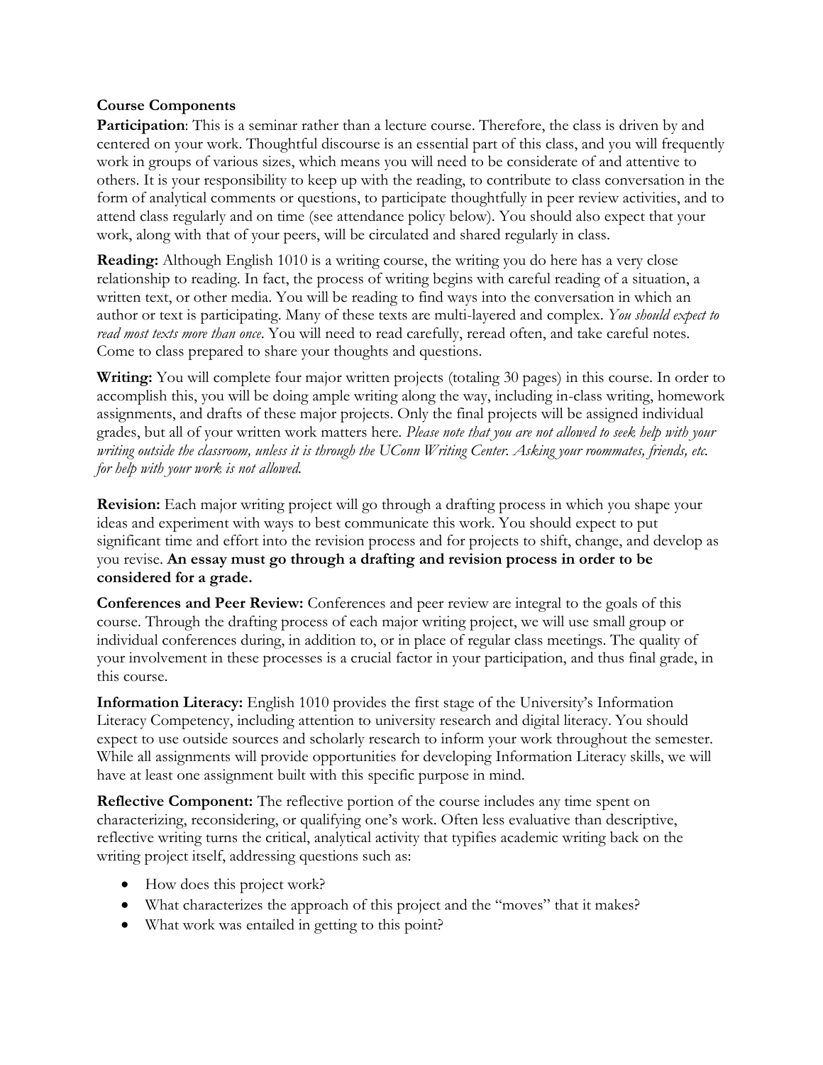**Course Components**

**Participation**: This is a seminar rather than a lecture course. Therefore, the class is driven by and centered on your work. Thoughtful discourse is an essential part of this class, and you will frequently work in groups of various sizes, which means you will need to be considerate of and attentive to others. It is your responsibility to keep up with the reading, to contribute to class conversation in the form of analytical comments or questions, to participate thoughtfully in peer review activities, and to attend class regularly and on time (see attendance policy below). You should also expect that your work, along with that of your peers, will be circulated and shared regularly in class.

**Reading:** Although English 1010 is a writing course, the writing you do here has a very close relationship to reading. In fact, the process of writing begins with careful reading of a situation, a written text, or other media. You will be reading to find ways into the conversation in which an author or text is participating. Many of these texts are multi-layered and complex. *You should expect to read most texts more than once.* You will need to read carefully, reread often, and take careful notes. Come to class prepared to share your thoughts and questions.

**Writing:** You will complete four major written projects (totaling 30 pages) in this course. In order to accomplish this, you will be doing ample writing along the way, including in-class writing, homework assignments, and drafts of these major projects. Only the final projects will be assigned individual grades, but all of your written work matters here. *Please note that you are not allowed to seek help with your writing outside the classroom, unless it is through the UConn Writing Center. Asking your roommates, friends, etc. for help with your work is not allowed.*

**Revision:** Each major writing project will go through a drafting process in which you shape your ideas and experiment with ways to best communicate this work. You should expect to put significant time and effort into the revision process and for projects to shift, change, and develop as you revise. **An essay must go through a drafting and revision process in order to be considered for a grade.**

**Conferences and Peer Review:** Conferences and peer review are integral to the goals of this course. Through the drafting process of each major writing project, we will use small group or individual conferences during, in addition to, or in place of regular class meetings. The quality of your involvement in these processes is a crucial factor in your participation, and thus final grade, in this course.

**Information Literacy:** English 1010 provides the first stage of the University's Information Literacy Competency, including attention to university research and digital literacy. You should expect to use outside sources and scholarly research to inform your work throughout the semester. While all assignments will provide opportunities for developing Information Literacy skills, we will have at least one assignment built with this specific purpose in mind.

**Reflective Component:** The reflective portion of the course includes any time spent on characterizing, reconsidering, or qualifying one's work. Often less evaluative than descriptive, reflective writing turns the critical, analytical activity that typifies academic writing back on the writing project itself, addressing questions such as:

- How does this project work?
- What characterizes the approach of this project and the "moves" that it makes?
- What work was entailed in getting to this point?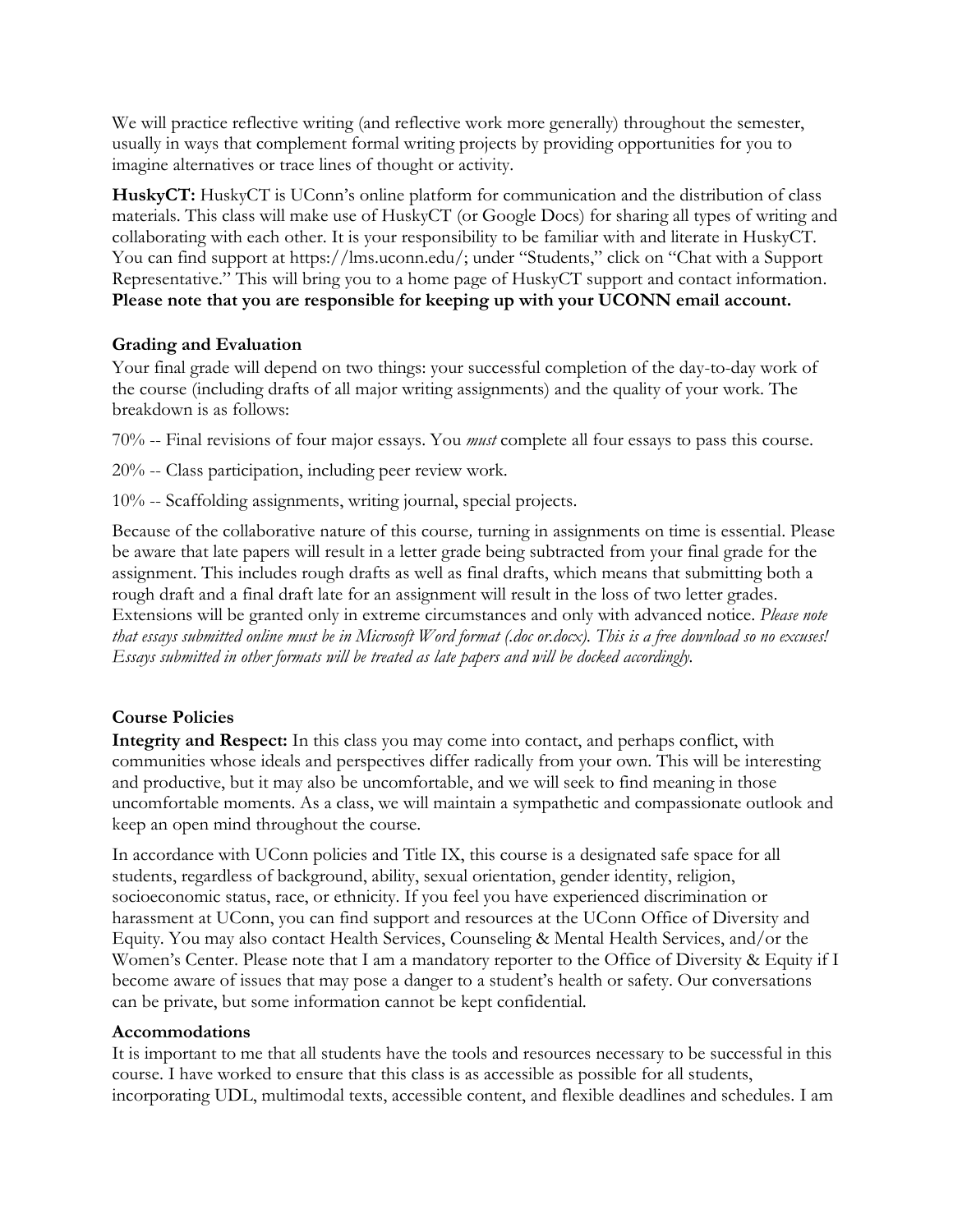We will practice reflective writing (and reflective work more generally) throughout the semester, usually in ways that complement formal writing projects by providing opportunities for you to imagine alternatives or trace lines of thought or activity.

**HuskyCT:** HuskyCT is UConn's online platform for communication and the distribution of class materials. This class will make use of HuskyCT (or Google Docs) for sharing all types of writing and collaborating with each other. It is your responsibility to be familiar with and literate in HuskyCT. You can find support at https://lms.uconn.edu/; under "Students," click on "Chat with a Support Representative." This will bring you to a home page of HuskyCT support and contact information. **Please note that you are responsible for keeping up with your UCONN email account.**

### Grading and Evaluation

Your final grade will depend on two things: your successful completion of the day-to-day work of the course (including drafts of all major writing assignments) and the quality of your work. The breakdown is as follows:

70% -- Final revisions of four major essays. You *must* complete all four essays to pass this course.

20% -- Class participation, including peer review work.

10% -- Scaffolding assignments, writing journal, special projects.

Because of the collaborative nature of this course, turning in assignments on time is essential. Please be aware that late papers will result in a letter grade being subtracted from your final grade for the assignment. This includes rough drafts as well as final drafts, which means that submitting both a rough draft and a final draft late for an assignment will result in the loss of two letter grades. Extensions will be granted only in extreme circumstances and only with advanced notice. *Please note that essays submitted online must be in Microsoft Word format (.doc or.docx). This is a free download so no excuses! Essays submitted in other formats will be treated as late papers and will be docked accordingly.*

### Course Policies

**Integrity and Respect:** In this class you may come into contact, and perhaps conflict, with communities whose ideals and perspectives differ radically from your own. This will be interesting and productive, but it may also be uncomfortable, and we will seek to find meaning in those uncomfortable moments. As a class, we will maintain a sympathetic and compassionate outlook and keep an open mind throughout the course.

In accordance with UConn policies and Title IX, this course is a designated safe space for all students, regardless of background, ability, sexual orientation, gender identity, religion, socioeconomic status, race, or ethnicity. If you feel you have experienced discrimination or harassment at UConn, you can find support and resources at the UConn Office of Diversity and Equity. You may also contact Health Services, Counseling & Mental Health Services, and/or the Women's Center. Please note that I am a mandatory reporter to the Office of Diversity & Equity if I become aware of issues that may pose a danger to a student's health or safety. Our conversations can be private, but some information cannot be kept confidential.

### Accommodations

It is important to me that all students have the tools and resources necessary to be successful in this course. I have worked to ensure that this class is as accessible as possible for all students, incorporating UDL, multimodal texts, accessible content, and flexible deadlines and schedules. I am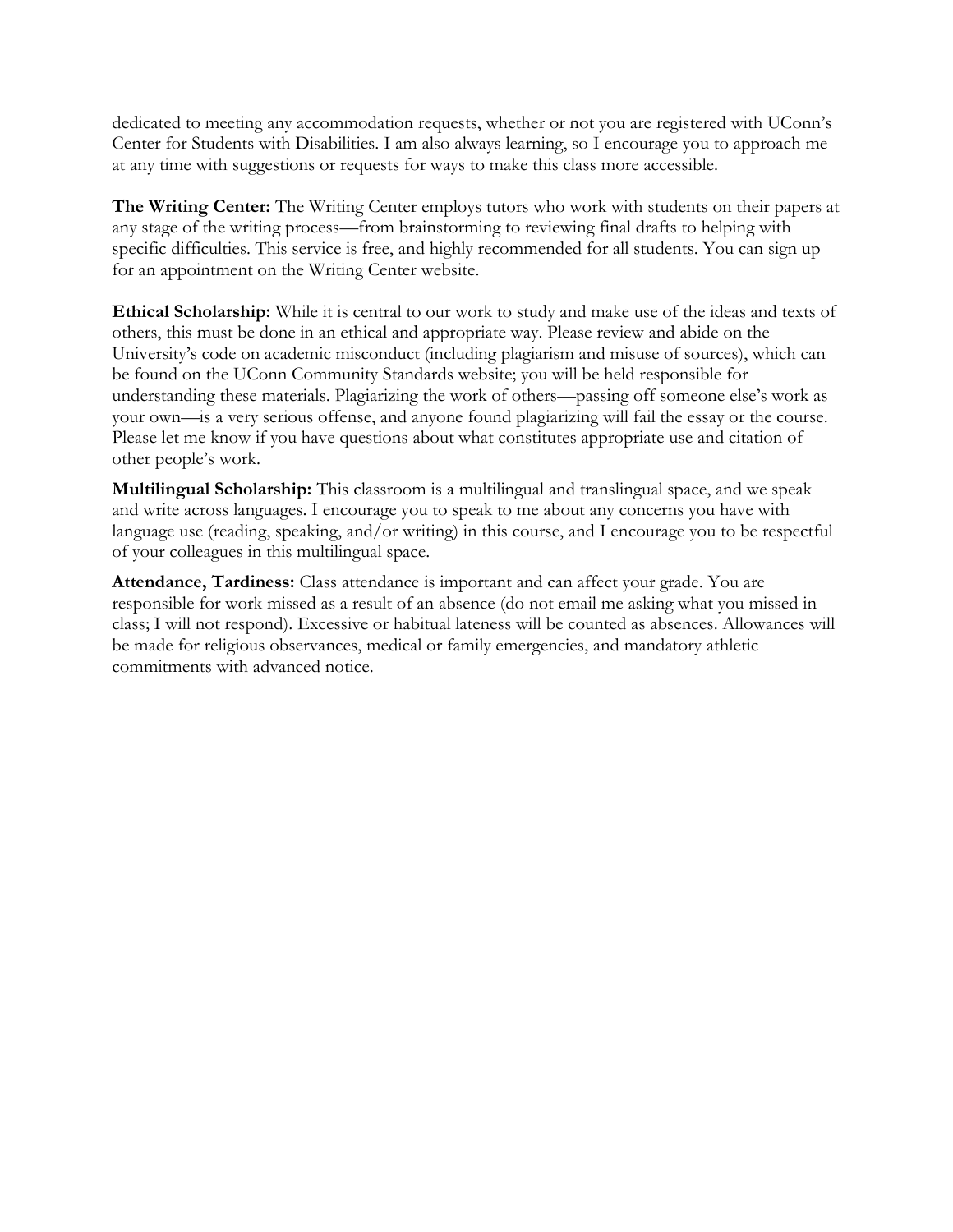dedicated to meeting any accommodation requests, whether or not you are registered with UConn's Center for Students with Disabilities. I am also always learning, so I encourage you to approach me at any time with suggestions or requests for ways to make this class more accessible.

**The Writing Center:** The Writing Center employs tutors who work with students on their papers at any stage of the writing process—from brainstorming to reviewing final drafts to helping with specific difficulties. This service is free, and highly recommended for all students. You can sign up for an appointment on the Writing Center website.

**Ethical Scholarship:** While it is central to our work to study and make use of the ideas and texts of others, this must be done in an ethical and appropriate way. Please review and abide on the University's code on academic misconduct (including plagiarism and misuse of sources), which can be found on the UConn Community Standards website; you will be held responsible for understanding these materials. Plagiarizing the work of others—passing off someone else's work as your own—is a very serious offense, and anyone found plagiarizing will fail the essay or the course. Please let me know if you have questions about what constitutes appropriate use and citation of other people's work.

**Multilingual Scholarship:** This classroom is a multilingual and translingual space, and we speak and write across languages. I encourage you to speak to me about any concerns you have with language use (reading, speaking, and/or writing) in this course, and I encourage you to be respectful of your colleagues in this multilingual space.

**Attendance, Tardiness:** Class attendance is important and can affect your grade. You are responsible for work missed as a result of an absence (do not email me asking what you missed in class; I will not respond). Excessive or habitual lateness will be counted as absences. Allowances will be made for religious observances, medical or family emergencies, and mandatory athletic commitments with advanced notice.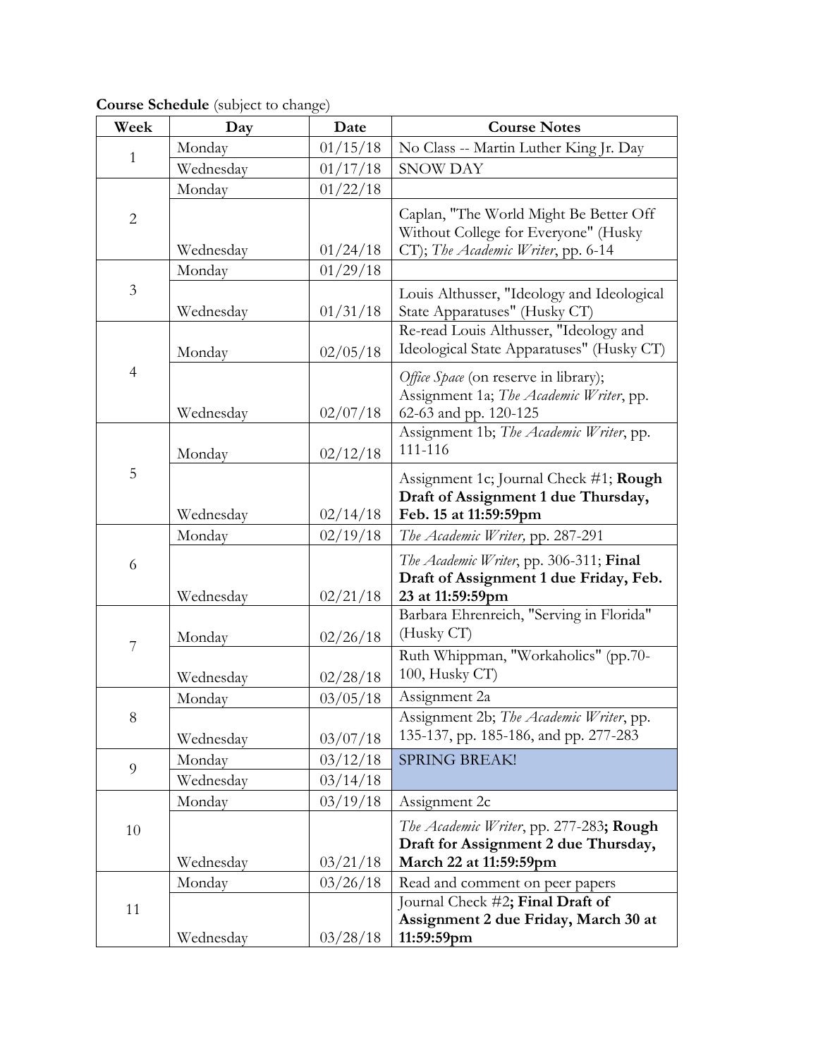**Course Schedule** (subject to change)

| Week | Day | Date | Course Notes |
|---|---|---|---|
| 1 | Monday | 01/15/18 | No Class -- Martin Luther King Jr. Day |
| | Wednesday | 01/17/18 | SNOW DAY |
| 2 | Monday | 01/22/18 | |
| | Wednesday | 01/24/18 | Caplan, "The World Might Be Better Off Without College for Everyone" (Husky CT); *The Academic Writer*, pp. 6-14 |
| 3 | Monday | 01/29/18 | |
| | Wednesday | 01/31/18 | Louis Althusser, "Ideology and Ideological State Apparatuses" (Husky CT) |
| 4 | Monday | 02/05/18 | Re-read Louis Althusser, "Ideology and Ideological State Apparatuses" (Husky CT) |
| | Wednesday | 02/07/18 | *Office Space* (on reserve in library); Assignment 1a; *The Academic Writer*, pp. 62-63 and pp. 120-125 |
| 5 | Monday | 02/12/18 | Assignment 1b; *The Academic Writer*, pp. 111-116 |
| | Wednesday | 02/14/18 | Assignment 1c; Journal Check #1; **Rough Draft of Assignment 1 due Thursday, Feb. 15 at 11:59:59pm** |
| 6 | Monday | 02/19/18 | *The Academic Writer,* pp. 287-291 |
| | Wednesday | 02/21/18 | *The Academic Writer*, pp. 306-311; **Final Draft of Assignment 1 due Friday, Feb. 23 at 11:59:59pm** |
| 7 | Monday | 02/26/18 | Barbara Ehrenreich, "Serving in Florida" (Husky CT) |
| | Wednesday | 02/28/18 | Ruth Whippman, "Workaholics" (pp.70-100, Husky CT) |
| 8 | Monday | 03/05/18 | Assignment 2a |
| | Wednesday | 03/07/18 | Assignment 2b; *The Academic Writer*, pp. 135-137, pp. 185-186, and pp. 277-283 |
| 9 | Monday | 03/12/18 | SPRING BREAK! |
| | Wednesday | 03/14/18 | |
| 10 | Monday | 03/19/18 | Assignment 2c |
| | Wednesday | 03/21/18 | *The Academic Writer*, pp. 277-283**; Rough Draft for Assignment 2 due Thursday, March 22 at 11:59:59pm** |
| 11 | Monday | 03/26/18 | Read and comment on peer papers |
| | Wednesday | 03/28/18 | Journal Check #2**; Final Draft of Assignment 2 due Friday, March 30 at 11:59:59pm** |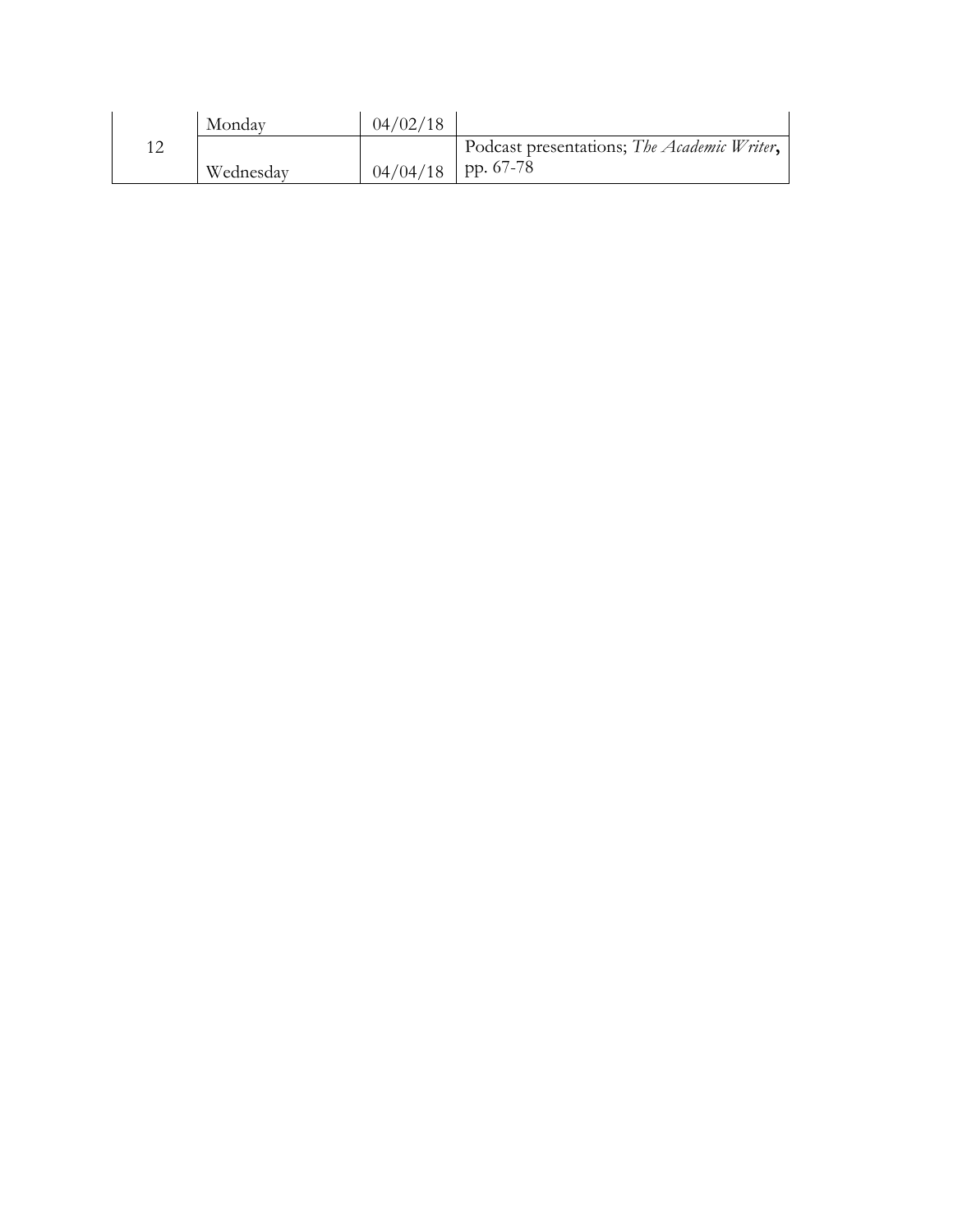| | | | |
|---|---|---|---|
| 12 | Monday | 04/02/18 | |
| | Wednesday | 04/04/18 | Podcast presentations; *The Academic Writer*, pp. 67-78 |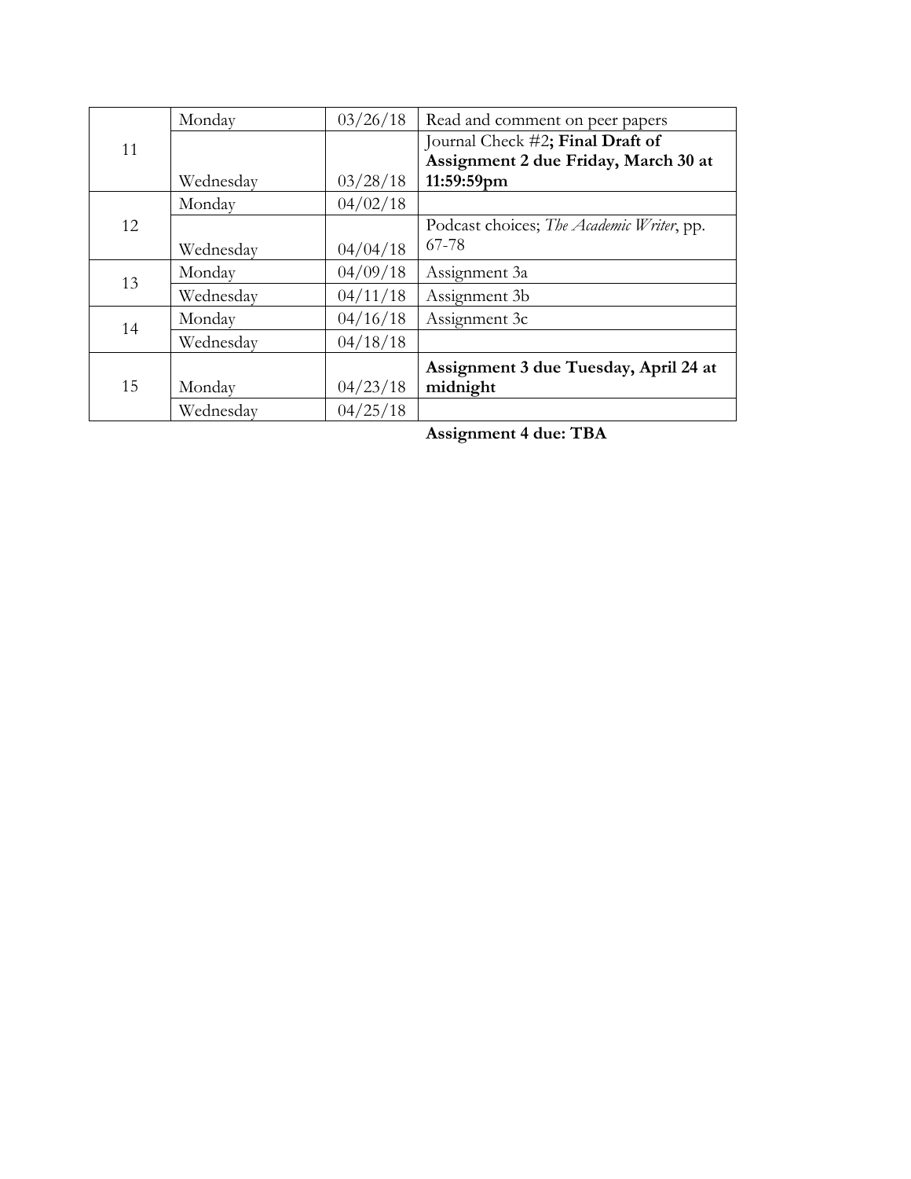| | | | |
|---|---|---|---|
| 11 | Monday | 03/26/18 | Read and comment on peer papers |
| | Wednesday | 03/28/18 | Journal Check #2**; Final Draft of Assignment 2 due Friday, March 30 at 11:59:59pm** |
| 12 | Monday | 04/02/18 | |
| | Wednesday | 04/04/18 | Podcast choices; *The Academic Writer*, pp. 67-78 |
| 13 | Monday | 04/09/18 | Assignment 3a |
| | Wednesday | 04/11/18 | Assignment 3b |
| 14 | Monday | 04/16/18 | Assignment 3c |
| | Wednesday | 04/18/18 | |
| 15 | Monday | 04/23/18 | **Assignment 3 due Tuesday, April 24 at midnight** |
| | Wednesday | 04/25/18 | |

**Assignment 4 due: TBA**